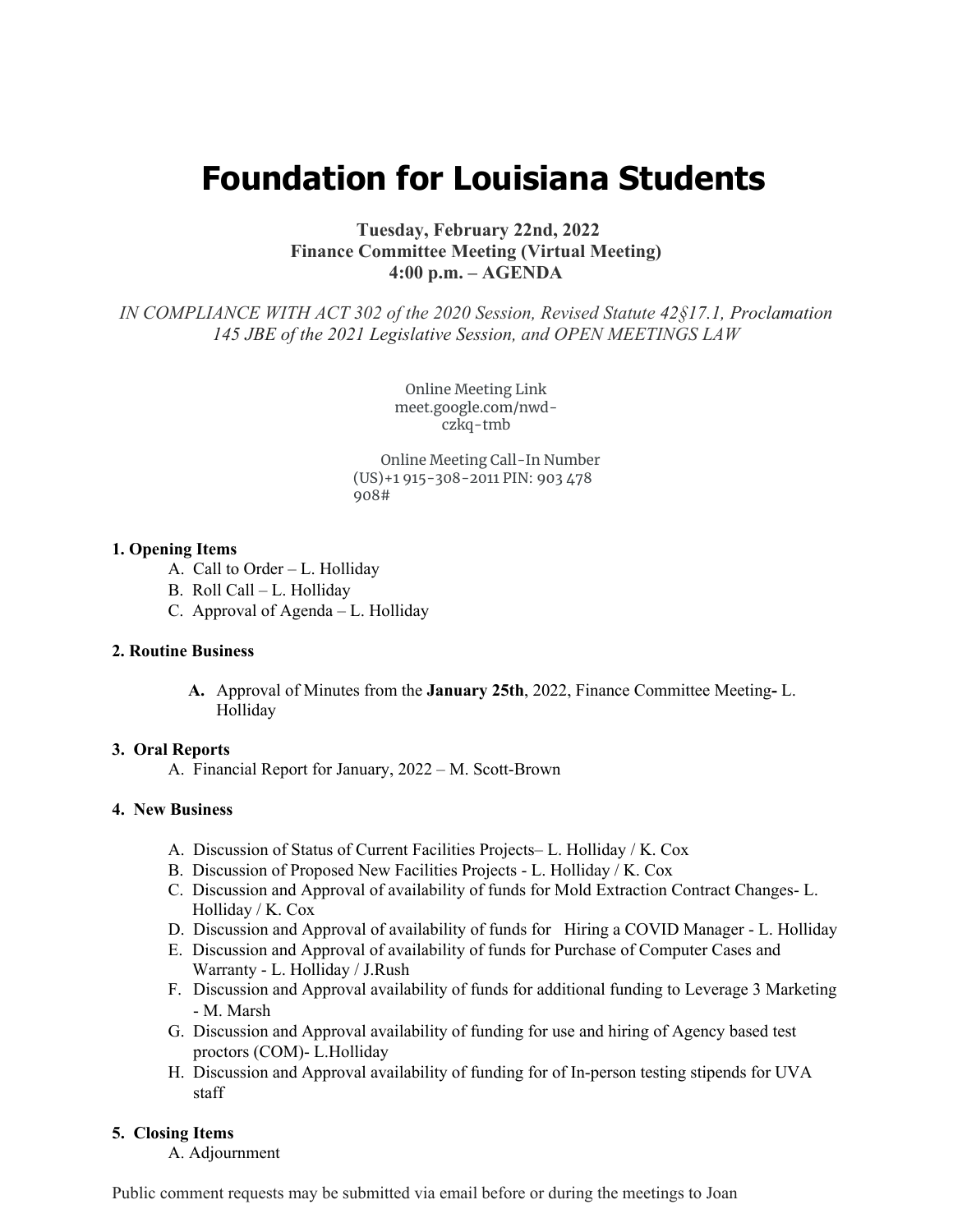# Foundation for Louisiana Students

**Tuesday, February 22nd, 2022**
**Finance Committee Meeting (Virtual Meeting)**
**4:00 p.m. – AGENDA**

*IN COMPLIANCE WITH ACT 302 of the 2020 Session, Revised Statute 42§17.1, Proclamation 145 JBE of the 2021 Legislative Session, and OPEN MEETINGS LAW*

Online Meeting Link
meet.google.com/nwd-czkq-tmb

Online Meeting Call-In Number
(US)+1 915-308-2011 PIN: 903 478 908#

**1. Opening Items**

A. Call to Order – L. Holliday
B. Roll Call – L. Holliday
C. Approval of Agenda – L. Holliday

**2. Routine Business**

**A.** Approval of Minutes from the **January 25th**, 2022, Finance Committee Meeting**-** L. Holliday

**3. Oral Reports**

A. Financial Report for January, 2022 – M. Scott-Brown

**4. New Business**

A. Discussion of Status of Current Facilities Projects– L. Holliday / K. Cox
B. Discussion of Proposed New Facilities Projects - L. Holliday / K. Cox
C. Discussion and Approval of availability of funds for Mold Extraction Contract Changes- L. Holliday / K. Cox
D. Discussion and Approval of availability of funds for Hiring a COVID Manager - L. Holliday
E. Discussion and Approval of availability of funds for Purchase of Computer Cases and Warranty - L. Holliday / J.Rush
F. Discussion and Approval availability of funds for additional funding to Leverage 3 Marketing - M. Marsh
G. Discussion and Approval availability of funding for use and hiring of Agency based test proctors (COM)- L.Holliday
H. Discussion and Approval availability of funding for of In-person testing stipends for UVA staff

**5. Closing Items**

A. Adjournment

Public comment requests may be submitted via email before or during the meetings to Joan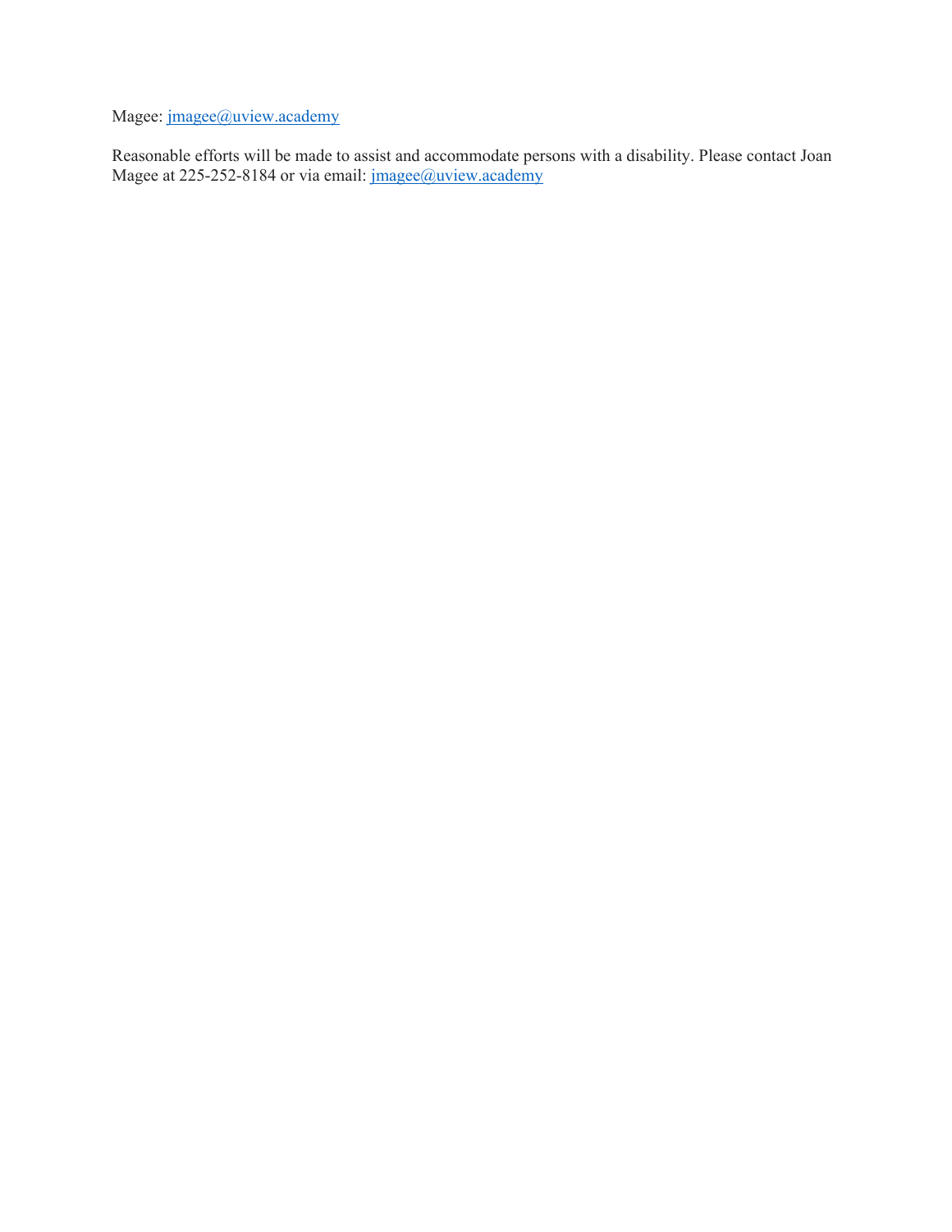Magee: [jmagee@uview.academy](mailto:jmagee@uview.academy)

Reasonable efforts will be made to assist and accommodate persons with a disability. Please contact Joan Magee at 225-252-8184 or via email: [jmagee@uview.academy](mailto:jmagee@uview.academy)